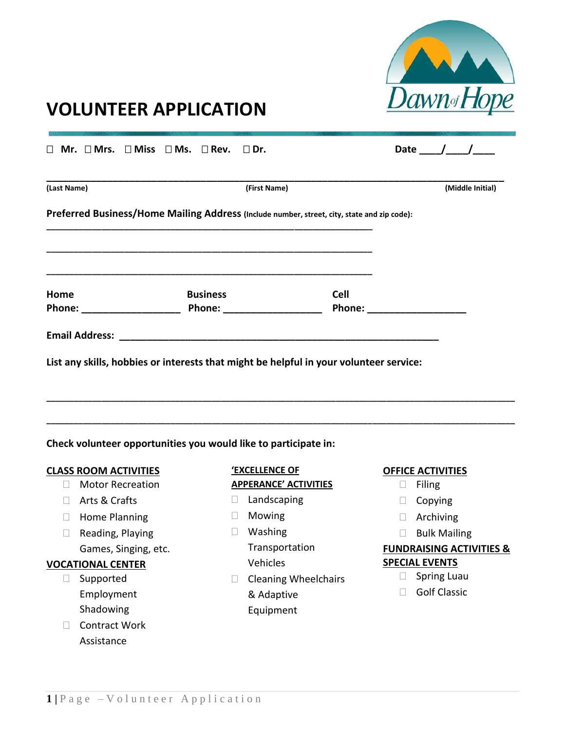# VOLUNTEER APPLICATION

Dawn of Hope

☐ Mr. ☐ Mrs. ☐ Miss ☐ Ms. ☐ Rev. ☐ Dr.  Date ____/____/____

___________________________________________________________________________

**(Last Name)** **(First Name)** **(Middle Initial)**

**Preferred Business/Home Mailing Address** (Include number, street, city, state and zip code):

___________________________________________________________

___________________________________________________________

___________________________________________________________

**Home Phone:** __________________ **Business Phone:** __________________ **Cell Phone:** __________________

**Email Address:** ___________________________________________________________

**List any skills, hobbies or interests that might be helpful in your volunteer service:**

___________________________________________________________________________

___________________________________________________________________________

**Check volunteer opportunities you would like to participate in:**

**CLASS ROOM ACTIVITIES**

- ☐ Motor Recreation
- ☐ Arts & Crafts
- ☐ Home Planning
- ☐ Reading, Playing Games, Singing, etc.

**VOCATIONAL CENTER**

- ☐ Supported Employment Shadowing
- ☐ Contract Work Assistance

**'EXCELLENCE OF APPERANCE' ACTIVITIES**

- ☐ Landscaping
- ☐ Mowing
- ☐ Washing Transportation Vehicles
- ☐ Cleaning Wheelchairs & Adaptive Equipment

**OFFICE ACTIVITIES**

- ☐ Filing
- ☐ Copying
- ☐ Archiving
- ☐ Bulk Mailing

**FUNDRAISING ACTIVITIES & SPECIAL EVENTS**

- ☐ Spring Luau
- ☐ Golf Classic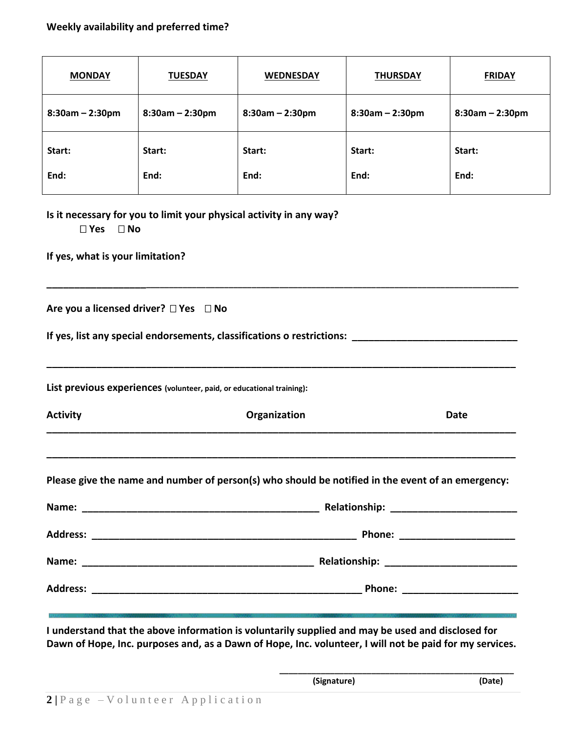**Weekly availability and preferred time?**

| MONDAY | TUESDAY | WEDNESDAY | THURSDAY | FRIDAY |
|---|---|---|---|---|
| 8:30am – 2:30pm | 8:30am – 2:30pm | 8:30am – 2:30pm | 8:30am – 2:30pm | 8:30am – 2:30pm |
| Start:<br>End: | Start:<br>End: | Start:<br>End: | Start:<br>End: | Start:<br>End: |

**Is it necessary for you to limit your physical activity in any way?**
☐ **Yes** ☐ **No**

**If yes, what is your limitation?**

______________________________________________________________________________

**Are you a licensed driver?** ☐ **Yes** ☐ **No**

**If yes, list any special endorsements, classifications o restrictions:** ______________________________

______________________________________________________________________________

**List previous experiences** **(volunteer, paid, or educational training):**

**Activity** **Organization** **Date**

______________________________________________________________________________

______________________________________________________________________________

**Please give the name and number of person(s) who should be notified in the event of an emergency:**

**Name:** ____________________________________________ **Relationship:** _______________________

**Address:** _________________________________________________ **Phone:** _____________________

**Name:** ___________________________________________ **Relationship:** ________________________

**Address:** __________________________________________________ **Phone:** _____________________

**I understand that the above information is voluntarily supplied and may be used and disclosed for Dawn of Hope, Inc. purposes and, as a Dawn of Hope, Inc. volunteer, I will not be paid for my services.**

_____________________________________________

**(Signature)** **(Date)**